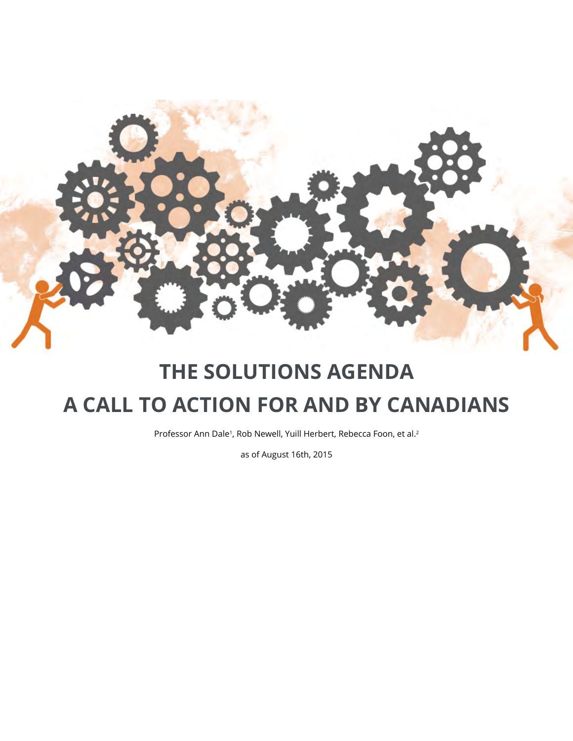# THE SOLUTIONS AGENDA

# A CALL TO ACTION FOR AND BY CANADIANS

Professor Ann Dale[1], Rob Newell, Yuill Herbert, Rebecca Foon, et al.[2]

as of August 16th, 2015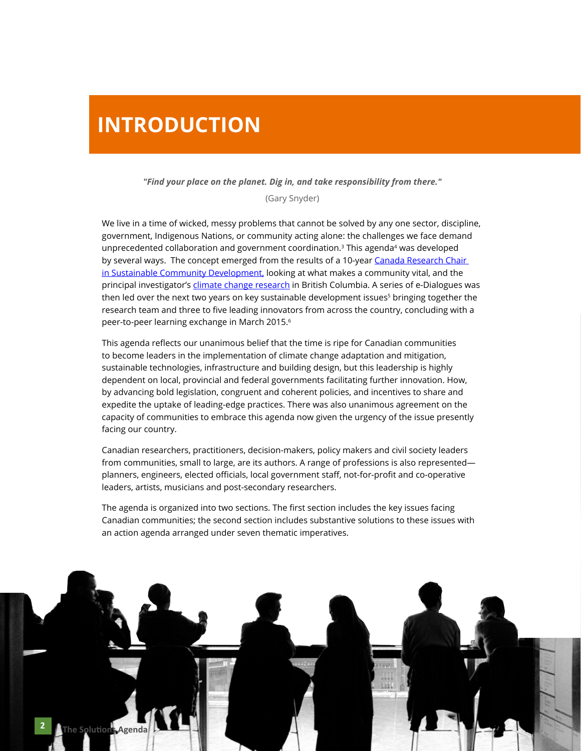# INTRODUCTION

***"Find your place on the planet. Dig in, and take responsibility from there."***

(Gary Snyder)

We live in a time of wicked, messy problems that cannot be solved by any one sector, discipline, government, Indigenous Nations, or community acting alone: the challenges we face demand unprecedented collaboration and government coordination.[3] This agenda[4] was developed by several ways. The concept emerged from the results of a 10-year Canada Research Chair in Sustainable Community Development, looking at what makes a community vital, and the principal investigator's climate change research in British Columbia. A series of e-Dialogues was then led over the next two years on key sustainable development issues[5] bringing together the research team and three to five leading innovators from across the country, concluding with a peer-to-peer learning exchange in March 2015.[6]

This agenda reflects our unanimous belief that the time is ripe for Canadian communities to become leaders in the implementation of climate change adaptation and mitigation, sustainable technologies, infrastructure and building design, but this leadership is highly dependent on local, provincial and federal governments facilitating further innovation. How, by advancing bold legislation, congruent and coherent policies, and incentives to share and expedite the uptake of leading-edge practices. There was also unanimous agreement on the capacity of communities to embrace this agenda now given the urgency of the issue presently facing our country.

Canadian researchers, practitioners, decision-makers, policy makers and civil society leaders from communities, small to large, are its authors. A range of professions is also represented—planners, engineers, elected officials, local government staff, not-for-profit and co-operative leaders, artists, musicians and post-secondary researchers.

The agenda is organized into two sections. The first section includes the key issues facing Canadian communities; the second section includes substantive solutions to these issues with an action agenda arranged under seven thematic imperatives.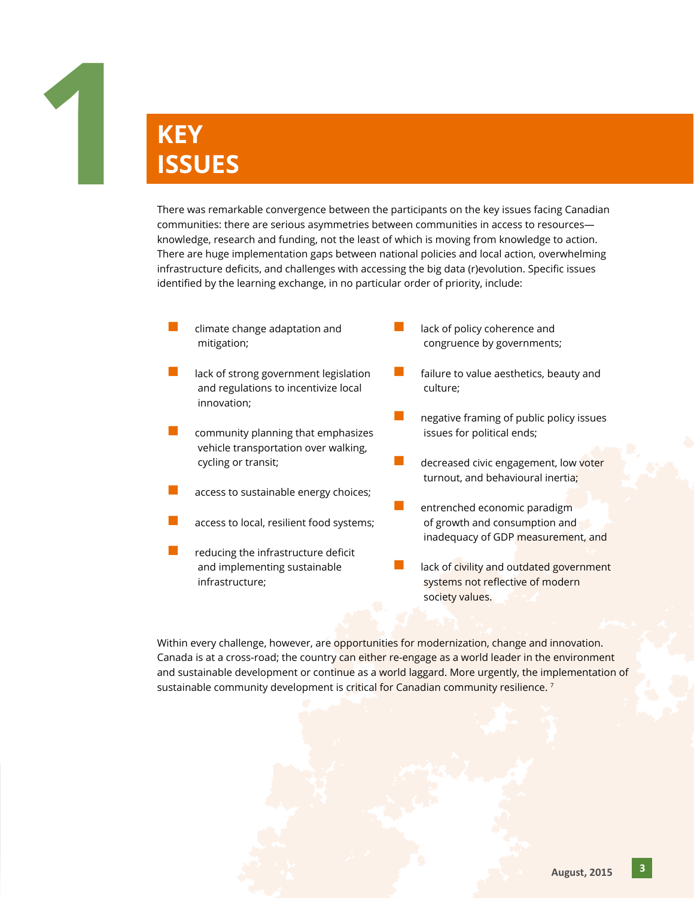# 1 KEY ISSUES

There was remarkable convergence between the participants on the key issues facing Canadian communities: there are serious asymmetries between communities in access to resources—knowledge, research and funding, not the least of which is moving from knowledge to action. There are huge implementation gaps between national policies and local action, overwhelming infrastructure deficits, and challenges with accessing the big data (r)evolution. Specific issues identified by the learning exchange, in no particular order of priority, include:

- climate change adaptation and mitigation;
- lack of strong government legislation and regulations to incentivize local innovation;
- community planning that emphasizes vehicle transportation over walking, cycling or transit;
- access to sustainable energy choices;
- access to local, resilient food systems;
- reducing the infrastructure deficit and implementing sustainable infrastructure;
- lack of policy coherence and congruence by governments;
- failure to value aesthetics, beauty and culture;
- negative framing of public policy issues issues for political ends;
- decreased civic engagement, low voter turnout, and behavioural inertia;
- entrenched economic paradigm of growth and consumption and inadequacy of GDP measurement, and
- lack of civility and outdated government systems not reflective of modern society values.

Within every challenge, however, are opportunities for modernization, change and innovation. Canada is at a cross-road; the country can either re-engage as a world leader in the environment and sustainable development or continue as a world laggard. More urgently, the implementation of sustainable community development is critical for Canadian community resilience. [7]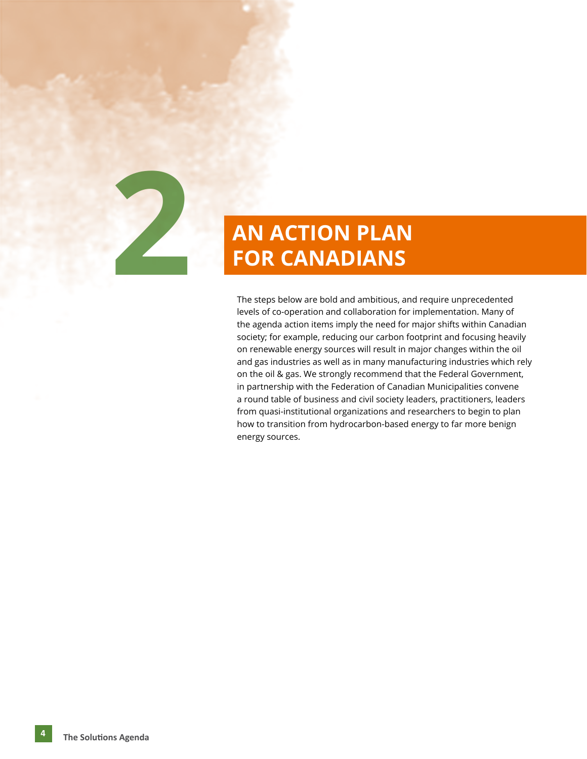# 2 AN ACTION PLAN FOR CANADIANS

The steps below are bold and ambitious, and require unprecedented levels of co-operation and collaboration for implementation. Many of the agenda action items imply the need for major shifts within Canadian society; for example, reducing our carbon footprint and focusing heavily on renewable energy sources will result in major changes within the oil and gas industries as well as in many manufacturing industries which rely on the oil & gas. We strongly recommend that the Federal Government, in partnership with the Federation of Canadian Municipalities convene a round table of business and civil society leaders, practitioners, leaders from quasi-institutional organizations and researchers to begin to plan how to transition from hydrocarbon-based energy to far more benign energy sources.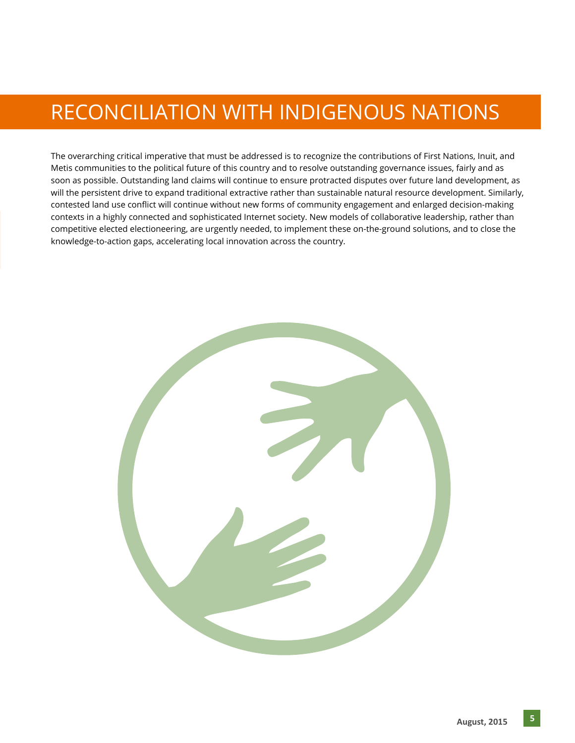# RECONCILIATION WITH INDIGENOUS NATIONS

The overarching critical imperative that must be addressed is to recognize the contributions of First Nations, Inuit, and Metis communities to the political future of this country and to resolve outstanding governance issues, fairly and as soon as possible. Outstanding land claims will continue to ensure protracted disputes over future land development, as will the persistent drive to expand traditional extractive rather than sustainable natural resource development. Similarly, contested land use conflict will continue without new forms of community engagement and enlarged decision-making contexts in a highly connected and sophisticated Internet society. New models of collaborative leadership, rather than competitive elected electioneering, are urgently needed, to implement these on-the-ground solutions, and to close the knowledge-to-action gaps, accelerating local innovation across the country.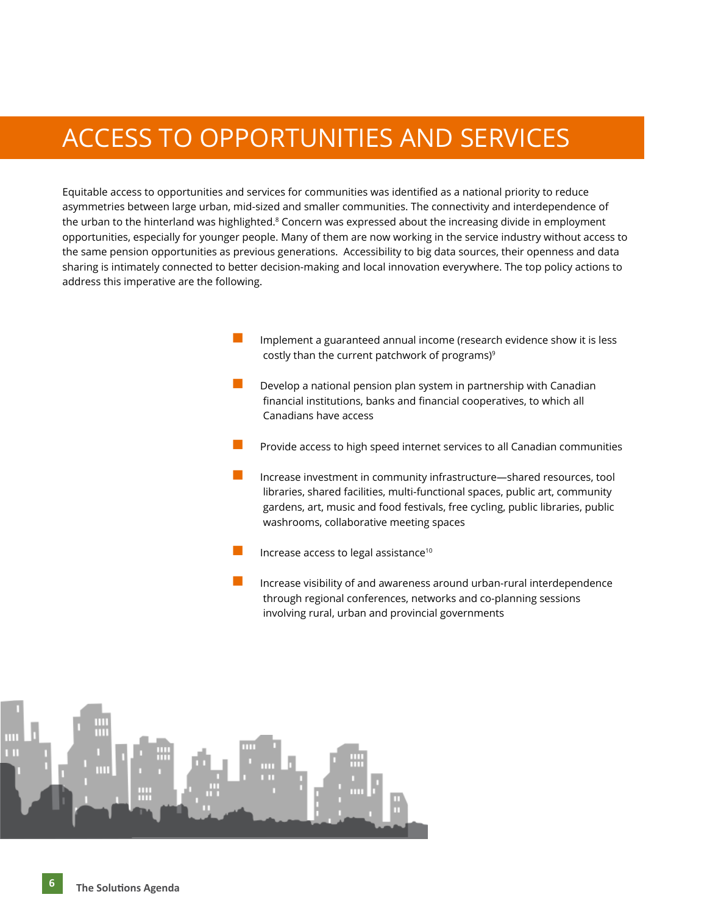# ACCESS TO OPPORTUNITIES AND SERVICES

Equitable access to opportunities and services for communities was identified as a national priority to reduce asymmetries between large urban, mid-sized and smaller communities. The connectivity and interdependence of the urban to the hinterland was highlighted.[8] Concern was expressed about the increasing divide in employment opportunities, especially for younger people. Many of them are now working in the service industry without access to the same pension opportunities as previous generations. Accessibility to big data sources, their openness and data sharing is intimately connected to better decision-making and local innovation everywhere. The top policy actions to address this imperative are the following.

- Implement a guaranteed annual income (research evidence show it is less costly than the current patchwork of programs)[9]
- Develop a national pension plan system in partnership with Canadian financial institutions, banks and financial cooperatives, to which all Canadians have access
- Provide access to high speed internet services to all Canadian communities
- Increase investment in community infrastructure—shared resources, tool libraries, shared facilities, multi-functional spaces, public art, community gardens, art, music and food festivals, free cycling, public libraries, public washrooms, collaborative meeting spaces
- Increase access to legal assistance[10]
- Increase visibility of and awareness around urban-rural interdependence through regional conferences, networks and co-planning sessions involving rural, urban and provincial governments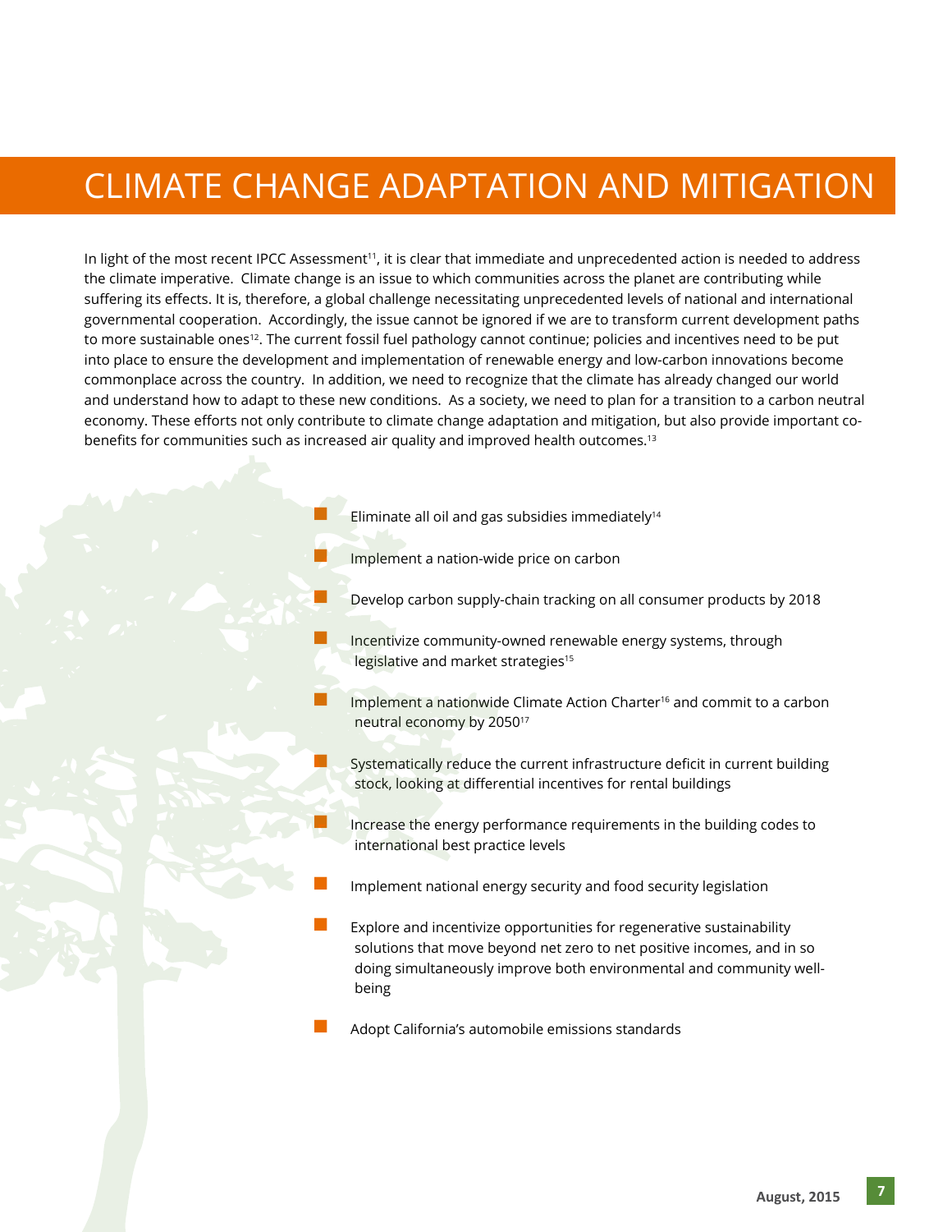# CLIMATE CHANGE ADAPTATION AND MITIGATION

In light of the most recent IPCC Assessment[11], it is clear that immediate and unprecedented action is needed to address the climate imperative. Climate change is an issue to which communities across the planet are contributing while suffering its effects. It is, therefore, a global challenge necessitating unprecedented levels of national and international governmental cooperation. Accordingly, the issue cannot be ignored if we are to transform current development paths to more sustainable ones[12]. The current fossil fuel pathology cannot continue; policies and incentives need to be put into place to ensure the development and implementation of renewable energy and low-carbon innovations become commonplace across the country. In addition, we need to recognize that the climate has already changed our world and understand how to adapt to these new conditions. As a society, we need to plan for a transition to a carbon neutral economy. These efforts not only contribute to climate change adaptation and mitigation, but also provide important co-benefits for communities such as increased air quality and improved health outcomes.[13]

- Eliminate all oil and gas subsidies immediately[14]
- Implement a nation-wide price on carbon
- Develop carbon supply-chain tracking on all consumer products by 2018
- Incentivize community-owned renewable energy systems, through legislative and market strategies[15]
- Implement a nationwide Climate Action Charter[16] and commit to a carbon neutral economy by 2050[17]
- Systematically reduce the current infrastructure deficit in current building stock, looking at differential incentives for rental buildings
- Increase the energy performance requirements in the building codes to international best practice levels
- Implement national energy security and food security legislation
- Explore and incentivize opportunities for regenerative sustainability solutions that move beyond net zero to net positive incomes, and in so doing simultaneously improve both environmental and community well-being
- Adopt California's automobile emissions standards

August, 2015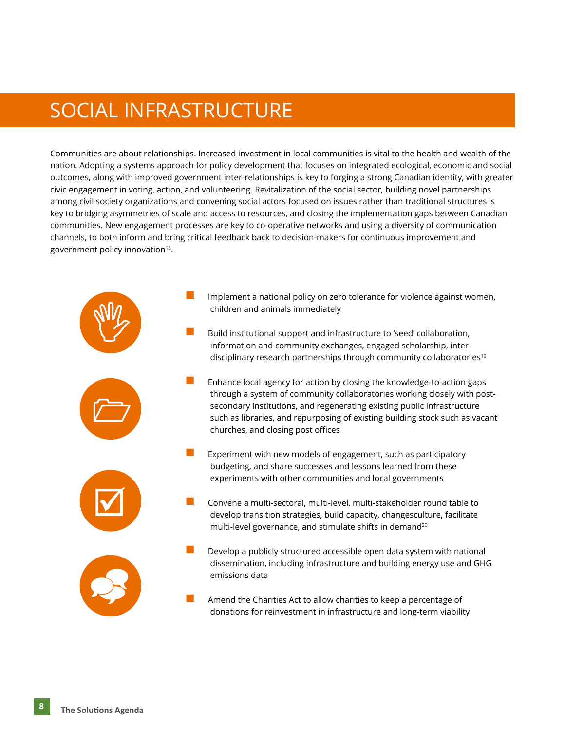# SOCIAL INFRASTRUCTURE

Communities are about relationships. Increased investment in local communities is vital to the health and wealth of the nation. Adopting a systems approach for policy development that focuses on integrated ecological, economic and social outcomes, along with improved government inter-relationships is key to forging a strong Canadian identity, with greater civic engagement in voting, action, and volunteering. Revitalization of the social sector, building novel partnerships among civil society organizations and convening social actors focused on issues rather than traditional structures is key to bridging asymmetries of scale and access to resources, and closing the implementation gaps between Canadian communities. New engagement processes are key to co-operative networks and using a diversity of communication channels, to both inform and bring critical feedback back to decision-makers for continuous improvement and government policy innovation[18].

- Implement a national policy on zero tolerance for violence against women, children and animals immediately
- Build institutional support and infrastructure to 'seed' collaboration, information and community exchanges, engaged scholarship, inter-disciplinary research partnerships through community collaboratories[19]
- Enhance local agency for action by closing the knowledge-to-action gaps through a system of community collaboratories working closely with post-secondary institutions, and regenerating existing public infrastructure such as libraries, and repurposing of existing building stock such as vacant churches, and closing post offices
- Experiment with new models of engagement, such as participatory budgeting, and share successes and lessons learned from these experiments with other communities and local governments
- Convene a multi-sectoral, multi-level, multi-stakeholder round table to develop transition strategies, build capacity, changesculture, facilitate multi-level governance, and stimulate shifts in demand[20]
- Develop a publicly structured accessible open data system with national dissemination, including infrastructure and building energy use and GHG emissions data
- Amend the Charities Act to allow charities to keep a percentage of donations for reinvestment in infrastructure and long-term viability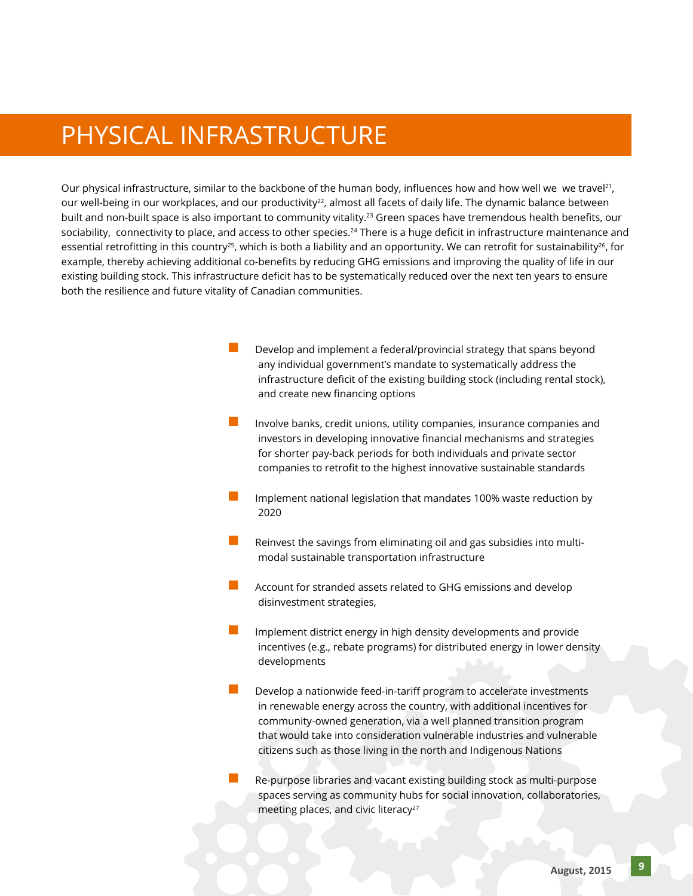# PHYSICAL INFRASTRUCTURE

Our physical infrastructure, similar to the backbone of the human body, influences how and how well we  we travel[21], our well-being in our workplaces, and our productivity[22], almost all facets of daily life. The dynamic balance between built and non-built space is also important to community vitality.[23] Green spaces have tremendous health benefits, our sociability,  connectivity to place, and access to other species.[24] There is a huge deficit in infrastructure maintenance and essential retrofitting in this country[25], which is both a liability and an opportunity. We can retrofit for sustainability[26], for example, thereby achieving additional co-benefits by reducing GHG emissions and improving the quality of life in our existing building stock. This infrastructure deficit has to be systematically reduced over the next ten years to ensure both the resilience and future vitality of Canadian communities.

- Develop and implement a federal/provincial strategy that spans beyond any individual government's mandate to systematically address the infrastructure deficit of the existing building stock (including rental stock), and create new financing options
- Involve banks, credit unions, utility companies, insurance companies and investors in developing innovative financial mechanisms and strategies for shorter pay-back periods for both individuals and private sector companies to retrofit to the highest innovative sustainable standards
- Implement national legislation that mandates 100% waste reduction by 2020
- Reinvest the savings from eliminating oil and gas subsidies into multi-modal sustainable transportation infrastructure
- Account for stranded assets related to GHG emissions and develop disinvestment strategies,
- Implement district energy in high density developments and provide incentives (e.g., rebate programs) for distributed energy in lower density developments
- Develop a nationwide feed-in-tariff program to accelerate investments in renewable energy across the country, with additional incentives for community-owned generation, via a well planned transition program that would take into consideration vulnerable industries and vulnerable citizens such as those living in the north and Indigenous Nations
- Re-purpose libraries and vacant existing building stock as multi-purpose spaces serving as community hubs for social innovation, collaboratories, meeting places, and civic literacy[27]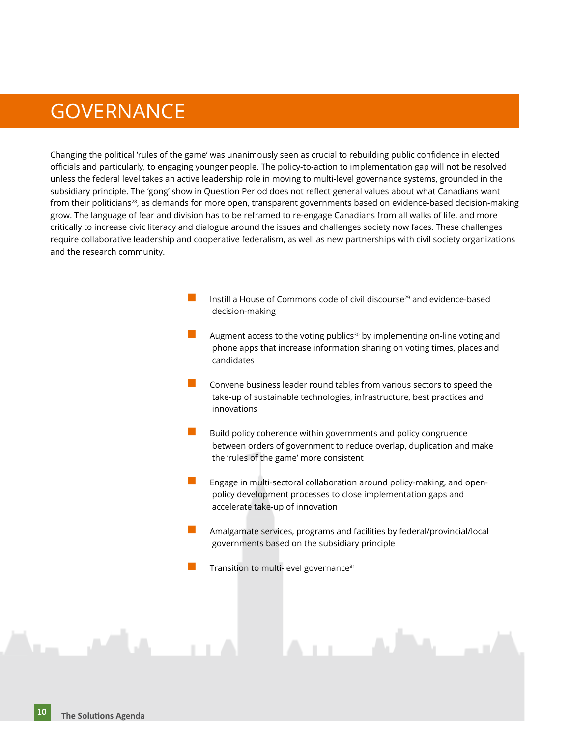# GOVERNANCE

Changing the political 'rules of the game' was unanimously seen as crucial to rebuilding public confidence in elected officials and particularly, to engaging younger people. The policy-to-action to implementation gap will not be resolved unless the federal level takes an active leadership role in moving to multi-level governance systems, grounded in the subsidiary principle. The 'gong' show in Question Period does not reflect general values about what Canadians want from their politicians[28], as demands for more open, transparent governments based on evidence-based decision-making grow. The language of fear and division has to be reframed to re-engage Canadians from all walks of life, and more critically to increase civic literacy and dialogue around the issues and challenges society now faces. These challenges require collaborative leadership and cooperative federalism, as well as new partnerships with civil society organizations and the research community.

- Instill a House of Commons code of civil discourse[29] and evidence-based decision-making
- Augment access to the voting publics[30] by implementing on-line voting and phone apps that increase information sharing on voting times, places and candidates
- Convene business leader round tables from various sectors to speed the take-up of sustainable technologies, infrastructure, best practices and innovations
- Build policy coherence within governments and policy congruence between orders of government to reduce overlap, duplication and make the 'rules of the game' more consistent
- Engage in multi-sectoral collaboration around policy-making, and open-policy development processes to close implementation gaps and accelerate take-up of innovation
- Amalgamate services, programs and facilities by federal/provincial/local governments based on the subsidiary principle
- Transition to multi-level governance[31]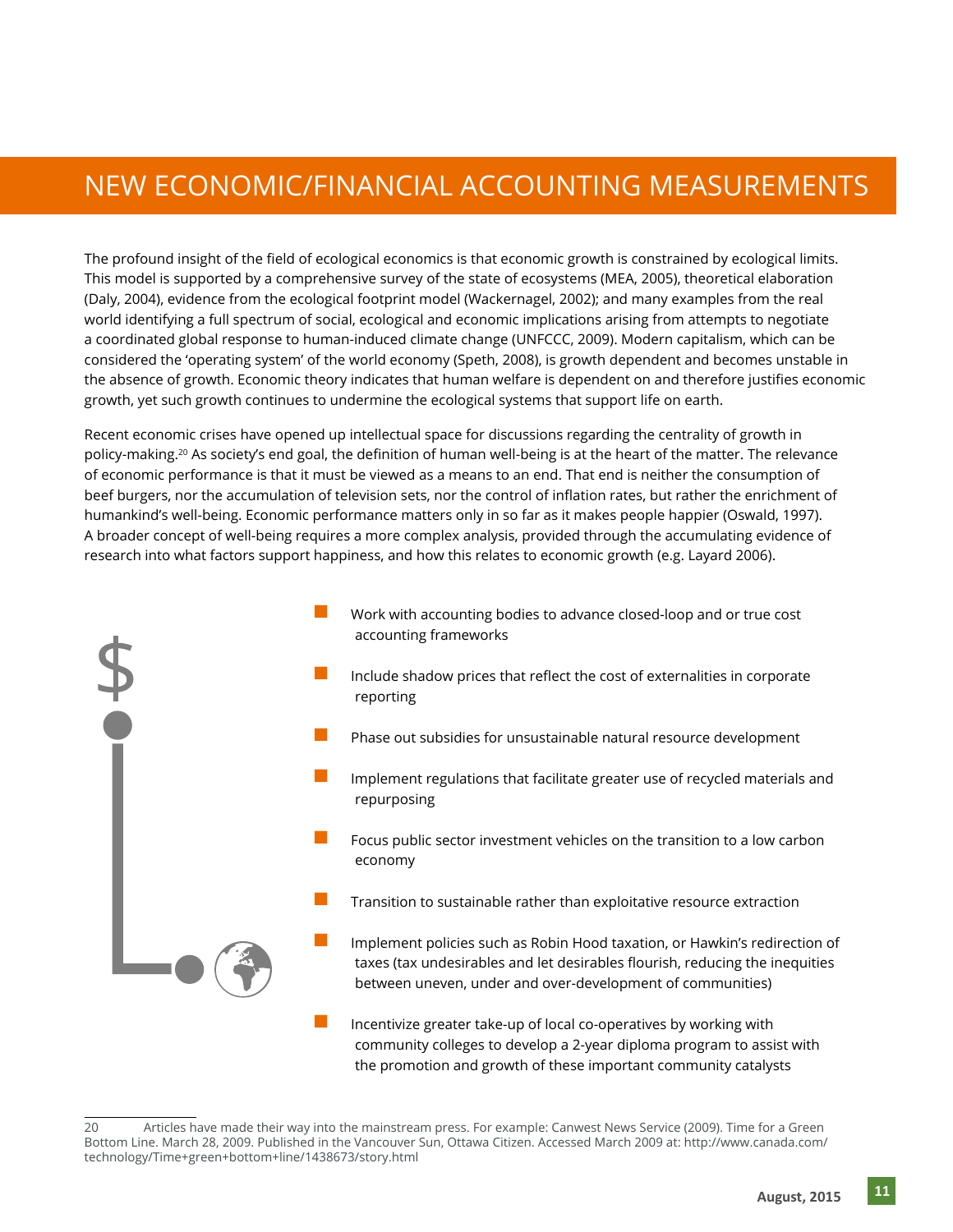# NEW ECONOMIC/FINANCIAL ACCOUNTING MEASUREMENTS

The profound insight of the field of ecological economics is that economic growth is constrained by ecological limits. This model is supported by a comprehensive survey of the state of ecosystems (MEA, 2005), theoretical elaboration (Daly, 2004), evidence from the ecological footprint model (Wackernagel, 2002); and many examples from the real world identifying a full spectrum of social, ecological and economic implications arising from attempts to negotiate a coordinated global response to human-induced climate change (UNFCCC, 2009). Modern capitalism, which can be considered the 'operating system' of the world economy (Speth, 2008), is growth dependent and becomes unstable in the absence of growth. Economic theory indicates that human welfare is dependent on and therefore justifies economic growth, yet such growth continues to undermine the ecological systems that support life on earth.

Recent economic crises have opened up intellectual space for discussions regarding the centrality of growth in policy-making.[20] As society's end goal, the definition of human well-being is at the heart of the matter. The relevance of economic performance is that it must be viewed as a means to an end. That end is neither the consumption of beef burgers, nor the accumulation of television sets, nor the control of inflation rates, but rather the enrichment of humankind's well-being. Economic performance matters only in so far as it makes people happier (Oswald, 1997). A broader concept of well-being requires a more complex analysis, provided through the accumulating evidence of research into what factors support happiness, and how this relates to economic growth (e.g. Layard 2006).

- Work with accounting bodies to advance closed-loop and or true cost accounting frameworks
- Include shadow prices that reflect the cost of externalities in corporate reporting
- Phase out subsidies for unsustainable natural resource development
- Implement regulations that facilitate greater use of recycled materials and repurposing
- Focus public sector investment vehicles on the transition to a low carbon economy
- Transition to sustainable rather than exploitative resource extraction
- Implement policies such as Robin Hood taxation, or Hawkin's redirection of taxes (tax undesirables and let desirables flourish, reducing the inequities between uneven, under and over-development of communities)
- Incentivize greater take-up of local co-operatives by working with community colleges to develop a 2-year diploma program to assist with the promotion and growth of these important community catalysts

20 Articles have made their way into the mainstream press. For example: Canwest News Service (2009). Time for a Green Bottom Line. March 28, 2009. Published in the Vancouver Sun, Ottawa Citizen. Accessed March 2009 at: http://www.canada.com/technology/Time+green+bottom+line/1438673/story.html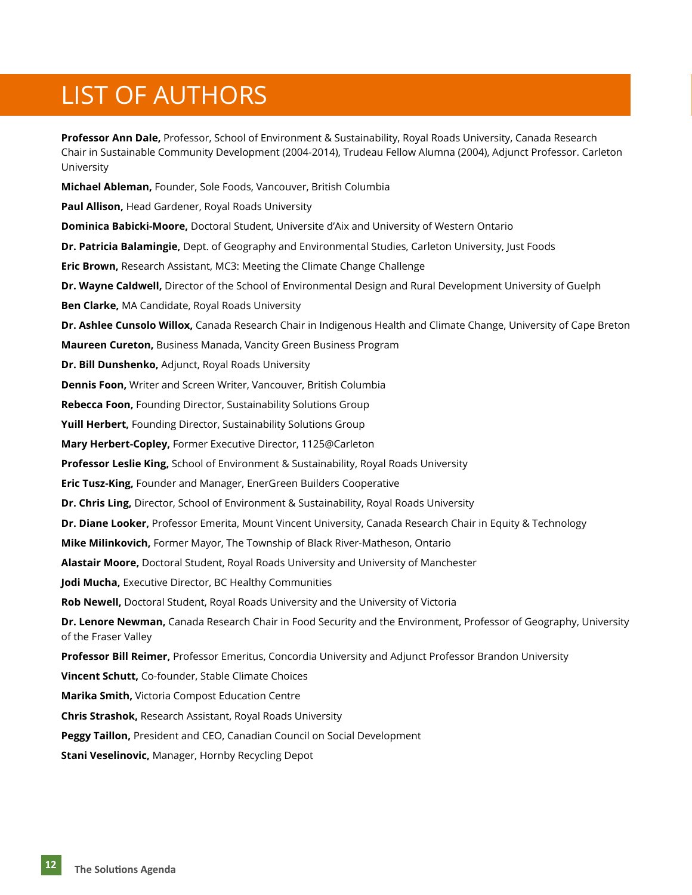# LIST OF AUTHORS

**Professor Ann Dale,** Professor, School of Environment & Sustainability, Royal Roads University, Canada Research Chair in Sustainable Community Development (2004-2014), Trudeau Fellow Alumna (2004), Adjunct Professor. Carleton University

**Michael Ableman,** Founder, Sole Foods, Vancouver, British Columbia

**Paul Allison,** Head Gardener, Royal Roads University

**Dominica Babicki-Moore,** Doctoral Student, Universite d'Aix and University of Western Ontario

**Dr. Patricia Balamingie,** Dept. of Geography and Environmental Studies, Carleton University, Just Foods

**Eric Brown,** Research Assistant, MC3: Meeting the Climate Change Challenge

**Dr. Wayne Caldwell,** Director of the School of Environmental Design and Rural Development University of Guelph

**Ben Clarke,** MA Candidate, Royal Roads University

**Dr. Ashlee Cunsolo Willox,** Canada Research Chair in Indigenous Health and Climate Change, University of Cape Breton

**Maureen Cureton,** Business Manada, Vancity Green Business Program

**Dr. Bill Dunshenko,** Adjunct, Royal Roads University

**Dennis Foon,** Writer and Screen Writer, Vancouver, British Columbia

**Rebecca Foon,** Founding Director, Sustainability Solutions Group

**Yuill Herbert,** Founding Director, Sustainability Solutions Group

**Mary Herbert-Copley,** Former Executive Director, 1125@Carleton

**Professor Leslie King,** School of Environment & Sustainability, Royal Roads University

**Eric Tusz-King,** Founder and Manager, EnerGreen Builders Cooperative

**Dr. Chris Ling,** Director, School of Environment & Sustainability, Royal Roads University

**Dr. Diane Looker,** Professor Emerita, Mount Vincent University, Canada Research Chair in Equity & Technology

**Mike Milinkovich,** Former Mayor, The Township of Black River-Matheson, Ontario

**Alastair Moore,** Doctoral Student, Royal Roads University and University of Manchester

**Jodi Mucha,** Executive Director, BC Healthy Communities

**Rob Newell,** Doctoral Student, Royal Roads University and the University of Victoria

**Dr. Lenore Newman,** Canada Research Chair in Food Security and the Environment, Professor of Geography, University of the Fraser Valley

**Professor Bill Reimer,** Professor Emeritus, Concordia University and Adjunct Professor Brandon University

**Vincent Schutt,** Co-founder, Stable Climate Choices

**Marika Smith,** Victoria Compost Education Centre

**Chris Strashok,** Research Assistant, Royal Roads University

**Peggy Taillon,** President and CEO, Canadian Council on Social Development

**Stani Veselinovic,** Manager, Hornby Recycling Depot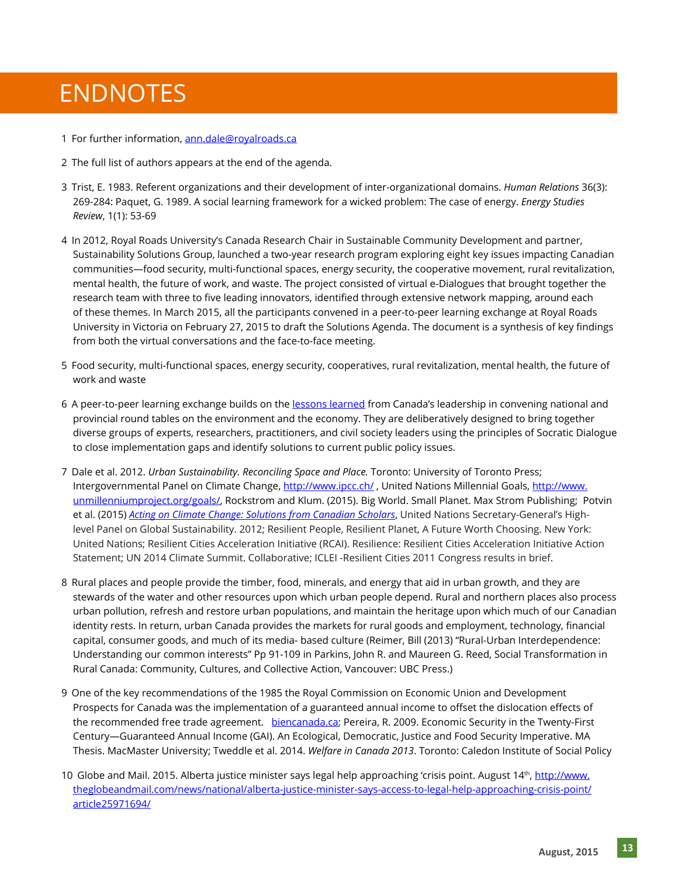# ENDNOTES

1 For further information, ann.dale@royalroads.ca

2 The full list of authors appears at the end of the agenda.

3 Trist, E. 1983. Referent organizations and their development of inter-organizational domains. *Human Relations* 36(3): 269-284: Paquet, G. 1989. A social learning framework for a wicked problem: The case of energy. *Energy Studies Review*, 1(1): 53-69

4 In 2012, Royal Roads University's Canada Research Chair in Sustainable Community Development and partner, Sustainability Solutions Group, launched a two-year research program exploring eight key issues impacting Canadian communities—food security, multi-functional spaces, energy security, the cooperative movement, rural revitalization, mental health, the future of work, and waste. The project consisted of virtual e-Dialogues that brought together the research team with three to five leading innovators, identified through extensive network mapping, around each of these themes. In March 2015, all the participants convened in a peer-to-peer learning exchange at Royal Roads University in Victoria on February 27, 2015 to draft the Solutions Agenda. The document is a synthesis of key findings from both the virtual conversations and the face-to-face meeting.

5 Food security, multi-functional spaces, energy security, cooperatives, rural revitalization, mental health, the future of work and waste

6 A peer-to-peer learning exchange builds on the lessons learned from Canada's leadership in convening national and provincial round tables on the environment and the economy. They are deliberatively designed to bring together diverse groups of experts, researchers, practitioners, and civil society leaders using the principles of Socratic Dialogue to close implementation gaps and identify solutions to current public policy issues.

7 Dale et al. 2012. *Urban Sustainability. Reconciling Space and Place.* Toronto: University of Toronto Press; Intergovernmental Panel on Climate Change, http://www.ipcc.ch/ , United Nations Millennial Goals, http://www.unmillenniumproject.org/goals/, Rockstrom and Klum. (2015). Big World. Small Planet. Max Strom Publishing; Potvin et al. (2015) *Acting on Climate Change: Solutions from Canadian Scholars*, United Nations Secretary-General's High-level Panel on Global Sustainability. 2012; Resilient People, Resilient Planet, A Future Worth Choosing. New York: United Nations; Resilient Cities Acceleration Initiative (RCAI). Resilience: Resilient Cities Acceleration Initiative Action Statement; UN 2014 Climate Summit. Collaborative; ICLEI -Resilient Cities 2011 Congress results in brief.

8 Rural places and people provide the timber, food, minerals, and energy that aid in urban growth, and they are stewards of the water and other resources upon which urban people depend. Rural and northern places also process urban pollution, refresh and restore urban populations, and maintain the heritage upon which much of our Canadian identity rests. In return, urban Canada provides the markets for rural goods and employment, technology, financial capital, consumer goods, and much of its media- based culture (Reimer, Bill (2013) "Rural-Urban Interdependence: Understanding our common interests" Pp 91-109 in Parkins, John R. and Maureen G. Reed, Social Transformation in Rural Canada: Community, Cultures, and Collective Action, Vancouver: UBC Press.)

9 One of the key recommendations of the 1985 the Royal Commission on Economic Union and Development Prospects for Canada was the implementation of a guaranteed annual income to offset the dislocation effects of the recommended free trade agreement. biencanada.ca; Pereira, R. 2009. Economic Security in the Twenty-First Century—Guaranteed Annual Income (GAI). An Ecological, Democratic, Justice and Food Security Imperative. MA Thesis. MacMaster University; Tweddle et al. 2014. *Welfare in Canada 2013*. Toronto: Caledon Institute of Social Policy

10 Globe and Mail. 2015. Alberta justice minister says legal help approaching 'crisis point. August 14th, http://www.theglobeandmail.com/news/national/alberta-justice-minister-says-access-to-legal-help-approaching-crisis-point/article25971694/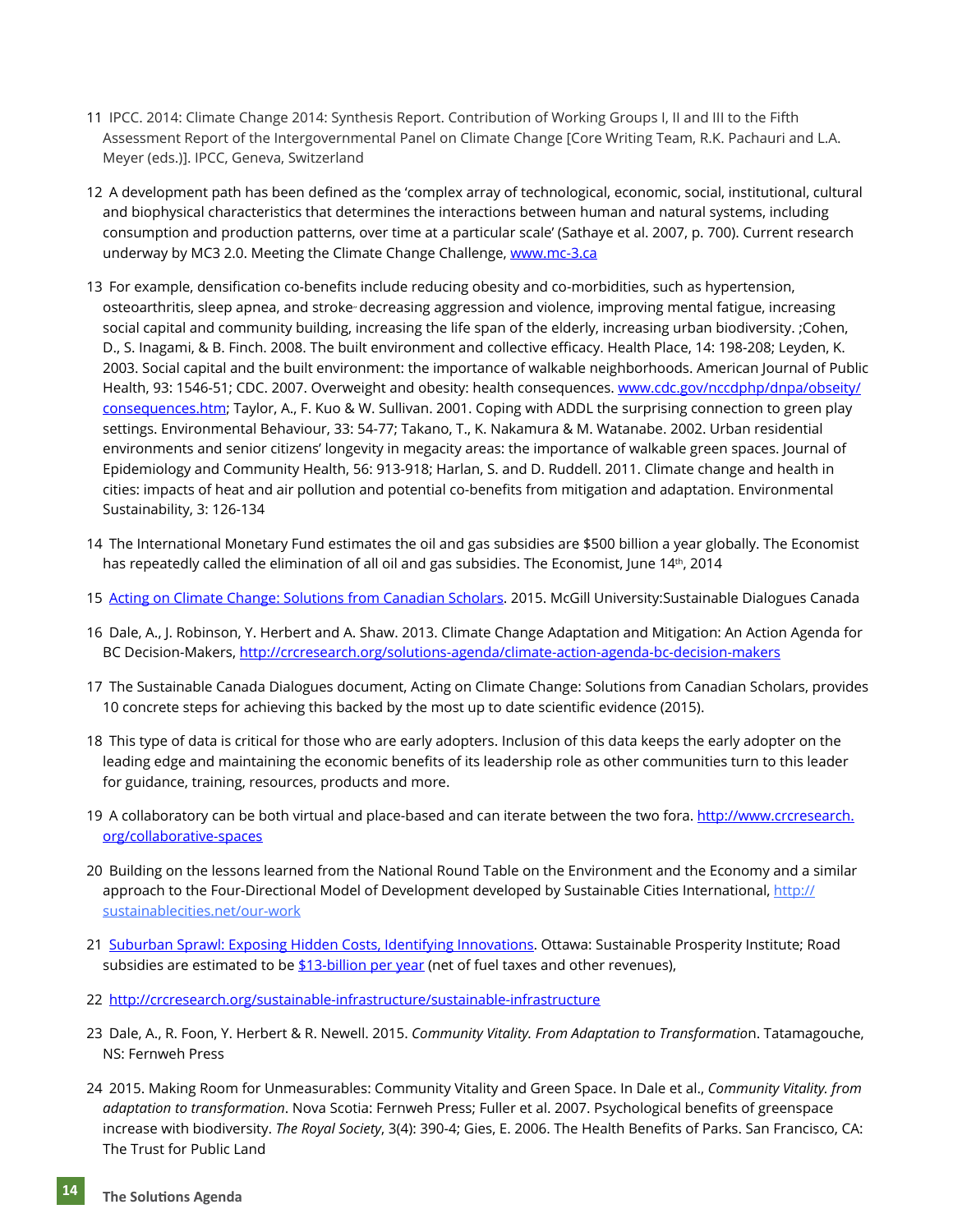11 IPCC. 2014: Climate Change 2014: Synthesis Report. Contribution of Working Groups I, II and III to the Fifth Assessment Report of the Intergovernmental Panel on Climate Change [Core Writing Team, R.K. Pachauri and L.A. Meyer (eds.)]. IPCC, Geneva, Switzerland

12 A development path has been defined as the 'complex array of technological, economic, social, institutional, cultural and biophysical characteristics that determines the interactions between human and natural systems, including consumption and production patterns, over time at a particular scale' (Sathaye et al. 2007, p. 700). Current research underway by MC3 2.0. Meeting the Climate Change Challenge, www.mc-3.ca

13 For example, densification co-benefits include reducing obesity and co-morbidities, such as hypertension, osteoarthritis, sleep apnea, and stroke, decreasing aggression and violence, improving mental fatigue, increasing social capital and community building, increasing the life span of the elderly, increasing urban biodiversity. ;Cohen, D., S. Inagami, & B. Finch. 2008. The built environment and collective efficacy. Health Place, 14: 198-208; Leyden, K. 2003. Social capital and the built environment: the importance of walkable neighborhoods. American Journal of Public Health, 93: 1546-51; CDC. 2007. Overweight and obesity: health consequences. www.cdc.gov/nccdphp/dnpa/obseity/consequences.htm; Taylor, A., F. Kuo & W. Sullivan. 2001. Coping with ADDL the surprising connection to green play settings. Environmental Behaviour, 33: 54-77; Takano, T., K. Nakamura & M. Watanabe. 2002. Urban residential environments and senior citizens' longevity in megacity areas: the importance of walkable green spaces. Journal of Epidemiology and Community Health, 56: 913-918; Harlan, S. and D. Ruddell. 2011. Climate change and health in cities: impacts of heat and air pollution and potential co-benefits from mitigation and adaptation. Environmental Sustainability, 3: 126-134

14 The International Monetary Fund estimates the oil and gas subsidies are $500 billion a year globally. The Economist has repeatedly called the elimination of all oil and gas subsidies. The Economist, June 14th, 2014

15 Acting on Climate Change: Solutions from Canadian Scholars. 2015. McGill University:Sustainable Dialogues Canada

16 Dale, A., J. Robinson, Y. Herbert and A. Shaw. 2013. Climate Change Adaptation and Mitigation: An Action Agenda for BC Decision-Makers, http://crcresearch.org/solutions-agenda/climate-action-agenda-bc-decision-makers

17 The Sustainable Canada Dialogues document, Acting on Climate Change: Solutions from Canadian Scholars, provides 10 concrete steps for achieving this backed by the most up to date scientific evidence (2015).

18 This type of data is critical for those who are early adopters. Inclusion of this data keeps the early adopter on the leading edge and maintaining the economic benefits of its leadership role as other communities turn to this leader for guidance, training, resources, products and more.

19 A collaboratory can be both virtual and place-based and can iterate between the two fora. http://www.crcresearch.org/collaborative-spaces

20 Building on the lessons learned from the National Round Table on the Environment and the Economy and a similar approach to the Four-Directional Model of Development developed by Sustainable Cities International, http://sustainablecities.net/our-work

21 Suburban Sprawl: Exposing Hidden Costs, Identifying Innovations. Ottawa: Sustainable Prosperity Institute; Road subsidies are estimated to be $13-billion per year (net of fuel taxes and other revenues),

22 http://crcresearch.org/sustainable-infrastructure/sustainable-infrastructure

23 Dale, A., R. Foon, Y. Herbert & R. Newell. 2015. *Community Vitality. From Adaptation to Transformation*. Tatamagouche, NS: Fernweh Press

24 2015. Making Room for Unmeasurables: Community Vitality and Green Space. In Dale et al., *Community Vitality. from adaptation to transformation*. Nova Scotia: Fernweh Press; Fuller et al. 2007. Psychological benefits of greenspace increase with biodiversity. *The Royal Society*, 3(4): 390-4; Gies, E. 2006. The Health Benefits of Parks. San Francisco, CA: The Trust for Public Land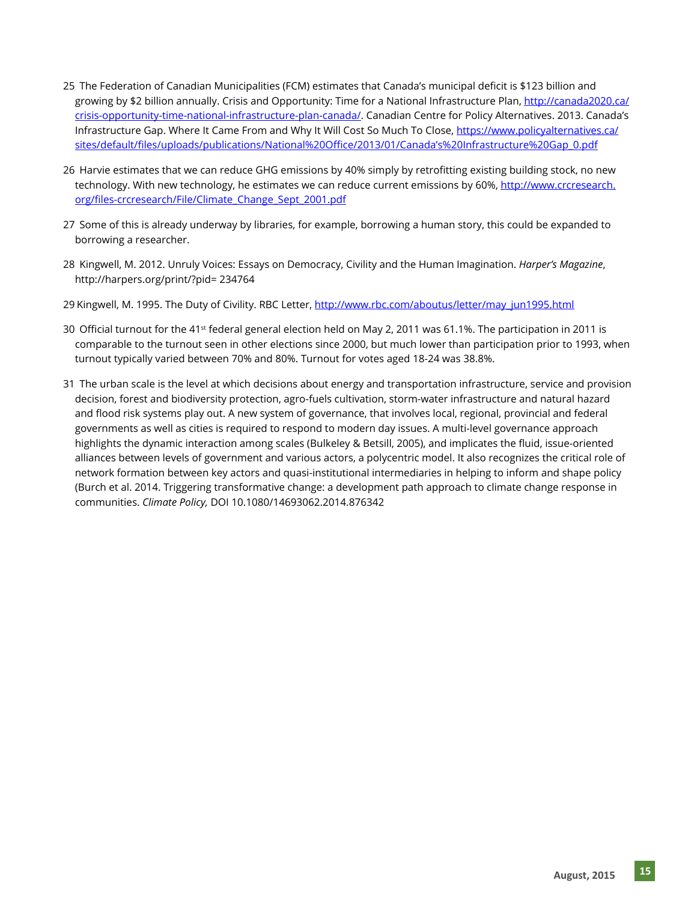25 The Federation of Canadian Municipalities (FCM) estimates that Canada's municipal deficit is $123 billion and growing by $2 billion annually. Crisis and Opportunity: Time for a National Infrastructure Plan, http://canada2020.ca/crisis-opportunity-time-national-infrastructure-plan-canada/. Canadian Centre for Policy Alternatives. 2013. Canada's Infrastructure Gap. Where It Came From and Why It Will Cost So Much To Close, https://www.policyalternatives.ca/sites/default/files/uploads/publications/National%20Office/2013/01/Canada's%20Infrastructure%20Gap_0.pdf

26 Harvie estimates that we can reduce GHG emissions by 40% simply by retrofitting existing building stock, no new technology. With new technology, he estimates we can reduce current emissions by 60%, http://www.crcresearch.org/files-crcresearch/File/Climate_Change_Sept_2001.pdf

27 Some of this is already underway by libraries, for example, borrowing a human story, this could be expanded to borrowing a researcher.

28 Kingwell, M. 2012. Unruly Voices: Essays on Democracy, Civility and the Human Imagination. *Harper's Magazine*, http://harpers.org/print/?pid= 234764

29 Kingwell, M. 1995. The Duty of Civility. RBC Letter, http://www.rbc.com/aboutus/letter/may_jun1995.html

30 Official turnout for the 41st federal general election held on May 2, 2011 was 61.1%. The participation in 2011 is comparable to the turnout seen in other elections since 2000, but much lower than participation prior to 1993, when turnout typically varied between 70% and 80%. Turnout for votes aged 18-24 was 38.8%.

31 The urban scale is the level at which decisions about energy and transportation infrastructure, service and provision decision, forest and biodiversity protection, agro-fuels cultivation, storm-water infrastructure and natural hazard and flood risk systems play out. A new system of governance, that involves local, regional, provincial and federal governments as well as cities is required to respond to modern day issues. A multi-level governance approach highlights the dynamic interaction among scales (Bulkeley & Betsill, 2005), and implicates the fluid, issue-oriented alliances between levels of government and various actors, a polycentric model. It also recognizes the critical role of network formation between key actors and quasi-institutional intermediaries in helping to inform and shape policy (Burch et al. 2014. Triggering transformative change: a development path approach to climate change response in communities. *Climate Policy,* DOI 10.1080/14693062.2014.876342